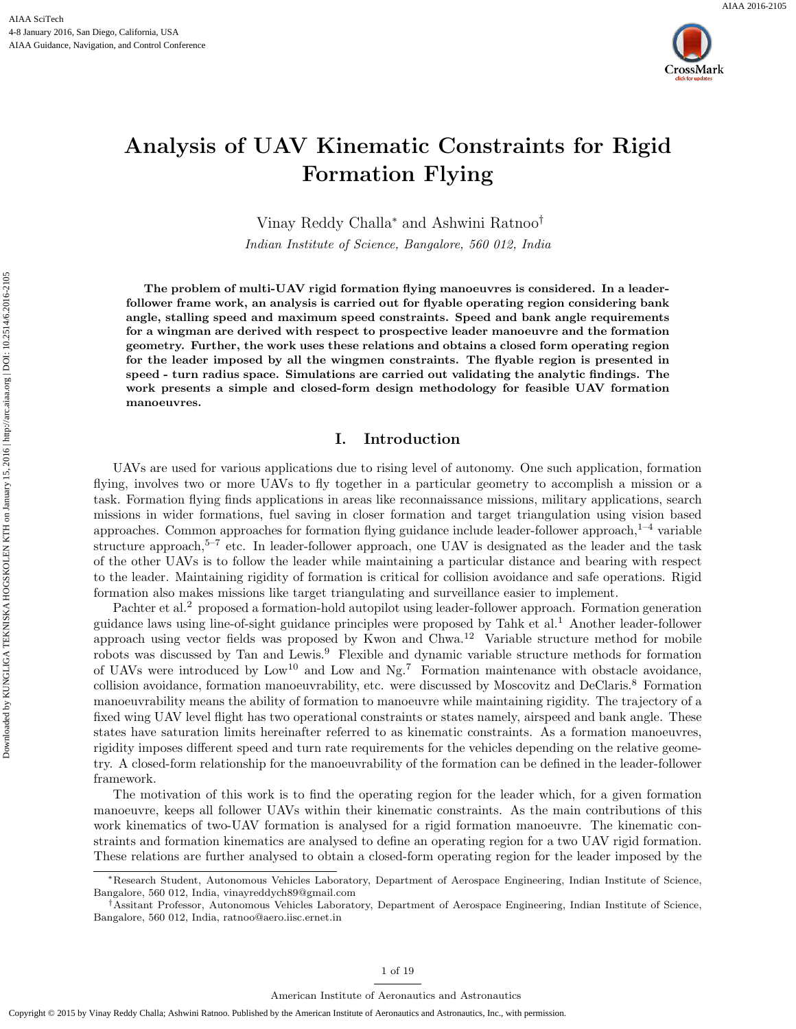# Analysis of UAV Kinematic Constraints for Rigid Formation Flying

Vinay Reddy Challa[*] and Ashwini Ratnoo[†]

*Indian Institute of Science, Bangalore, 560 012, India*

**The problem of multi-UAV rigid formation flying manoeuvres is considered. In a leader-follower frame work, an analysis is carried out for flyable operating region considering bank angle, stalling speed and maximum speed constraints. Speed and bank angle requirements for a wingman are derived with respect to prospective leader manoeuvre and the formation geometry. Further, the work uses these relations and obtains a closed form operating region for the leader imposed by all the wingmen constraints. The flyable region is presented in speed - turn radius space. Simulations are carried out validating the analytic findings. The work presents a simple and closed-form design methodology for feasible UAV formation manoeuvres.**

## I. Introduction

UAVs are used for various applications due to rising level of autonomy. One such application, formation flying, involves two or more UAVs to fly together in a particular geometry to accomplish a mission or a task. Formation flying finds applications in areas like reconnaissance missions, military applications, search missions in wider formations, fuel saving in closer formation and target triangulation using vision based approaches. Common approaches for formation flying guidance include leader-follower approach,[1–4] variable structure approach,[5–7] etc. In leader-follower approach, one UAV is designated as the leader and the task of the other UAVs is to follow the leader while maintaining a particular distance and bearing with respect to the leader. Maintaining rigidity of formation is critical for collision avoidance and safe operations. Rigid formation also makes missions like target triangulating and surveillance easier to implement.

Pachter et al.[2] proposed a formation-hold autopilot using leader-follower approach. Formation generation guidance laws using line-of-sight guidance principles were proposed by Tahk et al.[1] Another leader-follower approach using vector fields was proposed by Kwon and Chwa.[12] Variable structure method for mobile robots was discussed by Tan and Lewis.[9] Flexible and dynamic variable structure methods for formation of UAVs were introduced by Low[10] and Low and Ng.[7] Formation maintenance with obstacle avoidance, collision avoidance, formation manoeuvrability, etc. were discussed by Moscovitz and DeClaris.[8] Formation manoeuvrability means the ability of formation to manoeuvre while maintaining rigidity. The trajectory of a fixed wing UAV level flight has two operational constraints or states namely, airspeed and bank angle. These states have saturation limits hereinafter referred to as kinematic constraints. As a formation manoeuvres, rigidity imposes different speed and turn rate requirements for the vehicles depending on the relative geometry. A closed-form relationship for the manoeuvrability of the formation can be defined in the leader-follower framework.

The motivation of this work is to find the operating region for the leader which, for a given formation manoeuvre, keeps all follower UAVs within their kinematic constraints. As the main contributions of this work kinematics of two-UAV formation is analysed for a rigid formation manoeuvre. The kinematic constraints and formation kinematics are analysed to define an operating region for a two UAV rigid formation. These relations are further analysed to obtain a closed-form operating region for the leader imposed by the

---

[*] Research Student, Autonomous Vehicles Laboratory, Department of Aerospace Engineering, Indian Institute of Science, Bangalore, 560 012, India, vinayreddych89@gmail.com

[†] Assitant Professor, Autonomous Vehicles Laboratory, Department of Aerospace Engineering, Indian Institute of Science, Bangalore, 560 012, India, ratnoo@aero.iisc.ernet.in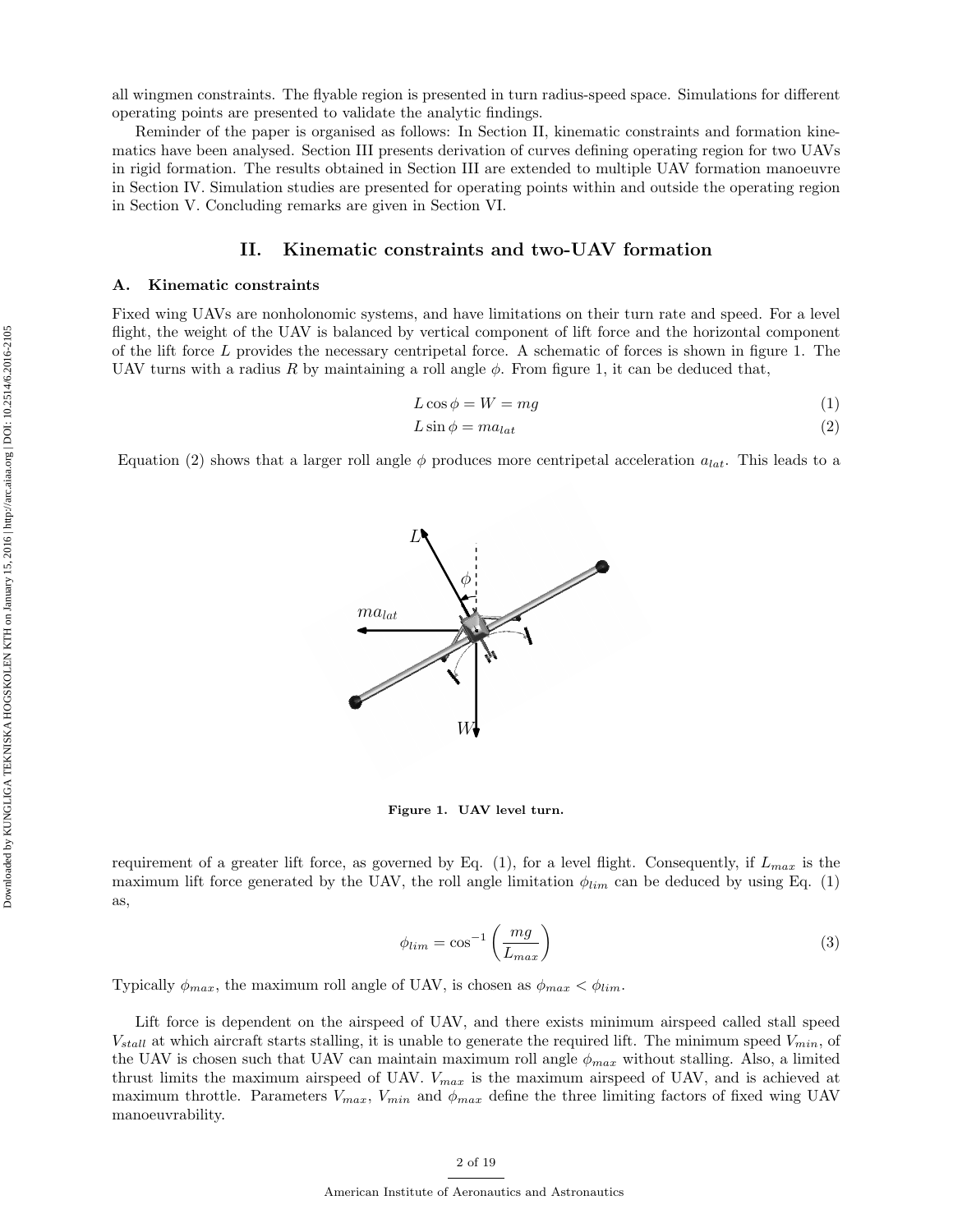all wingmen constraints. The flyable region is presented in turn radius-speed space. Simulations for different operating points are presented to validate the analytic findings.

Reminder of the paper is organised as follows: In Section II, kinematic constraints and formation kinematics have been analysed. Section III presents derivation of curves defining operating region for two UAVs in rigid formation. The results obtained in Section III are extended to multiple UAV formation manoeuvre in Section IV. Simulation studies are presented for operating points within and outside the operating region in Section V. Concluding remarks are given in Section VI.

## II. Kinematic constraints and two-UAV formation

### A. Kinematic constraints

Fixed wing UAVs are nonholonomic systems, and have limitations on their turn rate and speed. For a level flight, the weight of the UAV is balanced by vertical component of lift force and the horizontal component of the lift force $L$ provides the necessary centripetal force. A schematic of forces is shown in figure 1. The UAV turns with a radius $R$ by maintaining a roll angle $\phi$. From figure 1, it can be deduced that,

$$L\cos\phi = W = mg \tag{1}$$

$$L\sin\phi = ma_{lat} \tag{2}$$

Equation (2) shows that a larger roll angle $\phi$ produces more centripetal acceleration $a_{lat}$. This leads to a

**Figure 1. UAV level turn.**

requirement of a greater lift force, as governed by Eq. (1), for a level flight. Consequently, if $L_{max}$ is the maximum lift force generated by the UAV, the roll angle limitation $\phi_{lim}$ can be deduced by using Eq. (1) as,

$$\phi_{lim} = \cos^{-1}\left(\frac{mg}{L_{max}}\right) \tag{3}$$

Typically $\phi_{max}$, the maximum roll angle of UAV, is chosen as $\phi_{max} < \phi_{lim}$.

Lift force is dependent on the airspeed of UAV, and there exists minimum airspeed called stall speed $V_{stall}$ at which aircraft starts stalling, it is unable to generate the required lift. The minimum speed $V_{min}$, of the UAV is chosen such that UAV can maintain maximum roll angle $\phi_{max}$ without stalling. Also, a limited thrust limits the maximum airspeed of UAV. $V_{max}$ is the maximum airspeed of UAV, and is achieved at maximum throttle. Parameters $V_{max}$, $V_{min}$ and $\phi_{max}$ define the three limiting factors of fixed wing UAV manoeuvrability.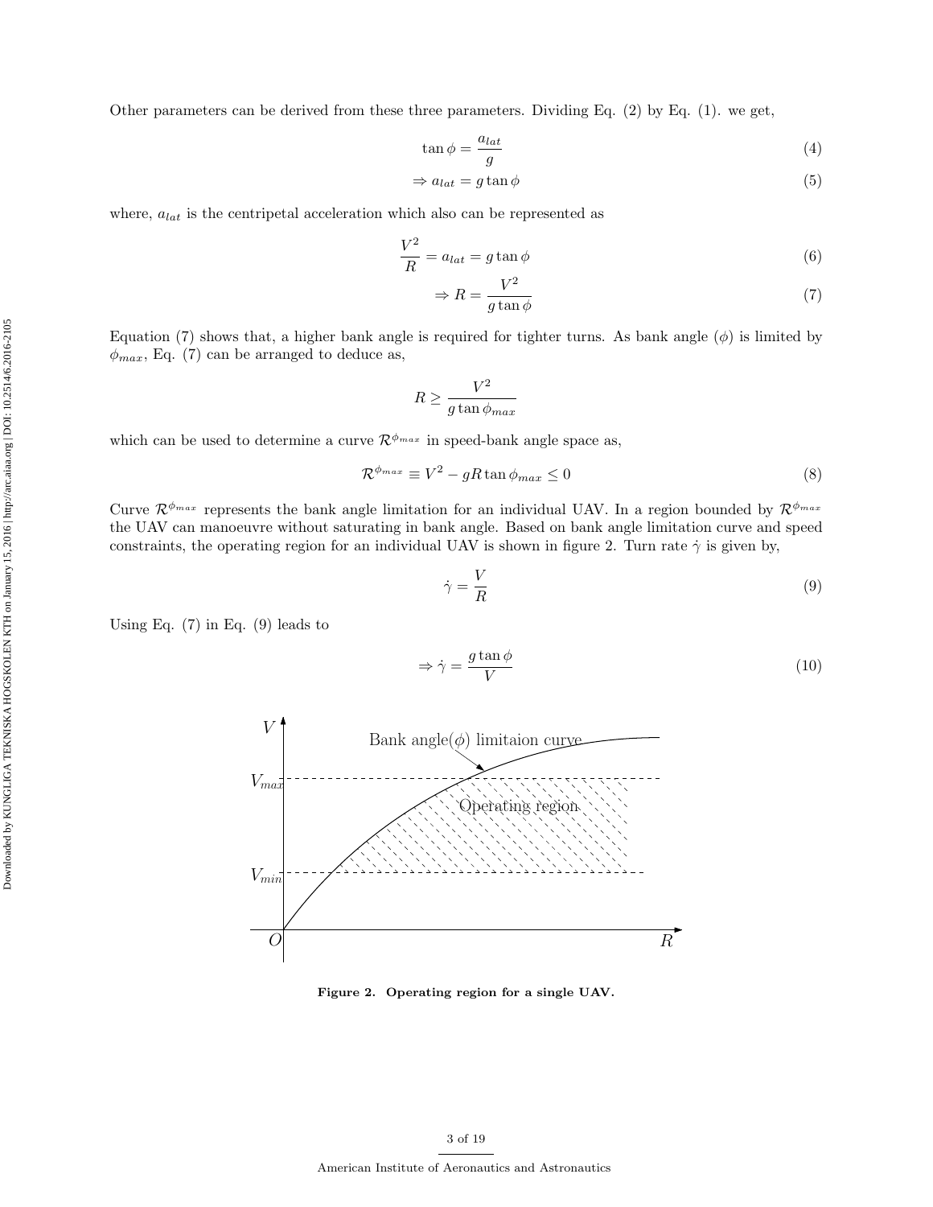Other parameters can be derived from these three parameters. Dividing Eq. (2) by Eq. (1). we get,

$$\tan\phi = \frac{a_{lat}}{g} \tag{4}$$

$$\Rightarrow a_{lat} = g\tan\phi \tag{5}$$

where, $a_{lat}$ is the centripetal acceleration which also can be represented as

$$\frac{V^2}{R} = a_{lat} = g\tan\phi \tag{6}$$

$$\Rightarrow R = \frac{V^2}{g\tan\phi} \tag{7}$$

Equation (7) shows that, a higher bank angle is required for tighter turns. As bank angle ($\phi$) is limited by $\phi_{max}$, Eq. (7) can be arranged to deduce as,

$$R \geq \frac{V^2}{g\tan\phi_{max}}$$

which can be used to determine a curve $\mathcal{R}^{\phi_{max}}$ in speed-bank angle space as,

$$\mathcal{R}^{\phi_{max}} \equiv V^2 - gR\tan\phi_{max} \leq 0 \tag{8}$$

Curve $\mathcal{R}^{\phi_{max}}$ represents the bank angle limitation for an individual UAV. In a region bounded by $\mathcal{R}^{\phi_{max}}$ the UAV can manoeuvre without saturating in bank angle. Based on bank angle limitation curve and speed constraints, the operating region for an individual UAV is shown in figure 2. Turn rate $\dot{\gamma}$ is given by,

$$\dot{\gamma} = \frac{V}{R} \tag{9}$$

Using Eq. (7) in Eq. (9) leads to

$$\Rightarrow \dot{\gamma} = \frac{g\tan\phi}{V} \tag{10}$$

**Figure 2. Operating region for a single UAV.**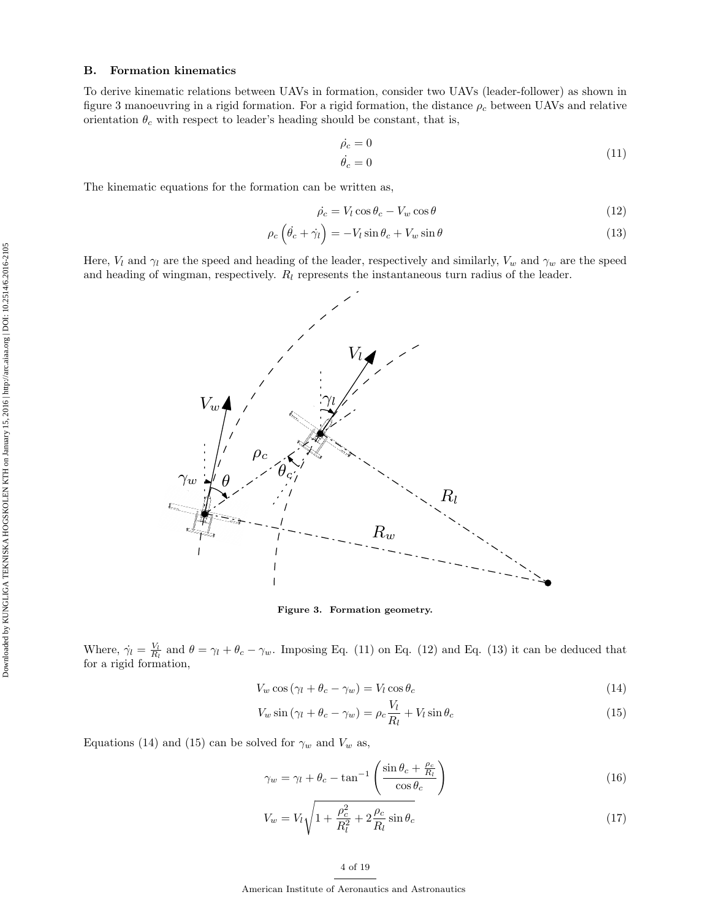### B. Formation kinematics

To derive kinematic relations between UAVs in formation, consider two UAVs (leader-follower) as shown in figure 3 manoeuvring in a rigid formation. For a rigid formation, the distance $\rho_c$ between UAVs and relative orientation $\theta_c$ with respect to leader's heading should be constant, that is,

$$
\begin{aligned}
\dot{\rho_c} &= 0 \\
\dot{\theta_c} &= 0
\end{aligned}
\tag{11}
$$

The kinematic equations for the formation can be written as,

$$
\dot{\rho_c} = V_l \cos\theta_c - V_w \cos\theta \tag{12}
$$

$$
\rho_c \left( \dot{\theta_c} + \dot{\gamma_l} \right) = -V_l \sin\theta_c + V_w \sin\theta \tag{13}
$$

Here, $V_l$ and $\gamma_l$ are the speed and heading of the leader, respectively and similarly, $V_w$ and $\gamma_w$ are the speed and heading of wingman, respectively. $R_l$ represents the instantaneous turn radius of the leader.

**Figure 3. Formation geometry.**

Where, $\dot{\gamma_l} = \frac{V_l}{R_l}$ and $\theta = \gamma_l + \theta_c - \gamma_w$. Imposing Eq. (11) on Eq. (12) and Eq. (13) it can be deduced that for a rigid formation,

$$
V_w \cos(\gamma_l + \theta_c - \gamma_w) = V_l \cos\theta_c \tag{14}
$$

$$
V_w \sin(\gamma_l + \theta_c - \gamma_w) = \rho_c \frac{V_l}{R_l} + V_l \sin\theta_c \tag{15}
$$

Equations (14) and (15) can be solved for $\gamma_w$ and $V_w$ as,

$$
\gamma_w = \gamma_l + \theta_c - \tan^{-1}\left( \frac{\sin\theta_c + \frac{\rho_c}{R_l}}{\cos\theta_c} \right) \tag{16}
$$

$$
V_w = V_l \sqrt{1 + \frac{\rho_c^2}{R_l^2} + 2\frac{\rho_c}{R_l}\sin\theta_c} \tag{17}
$$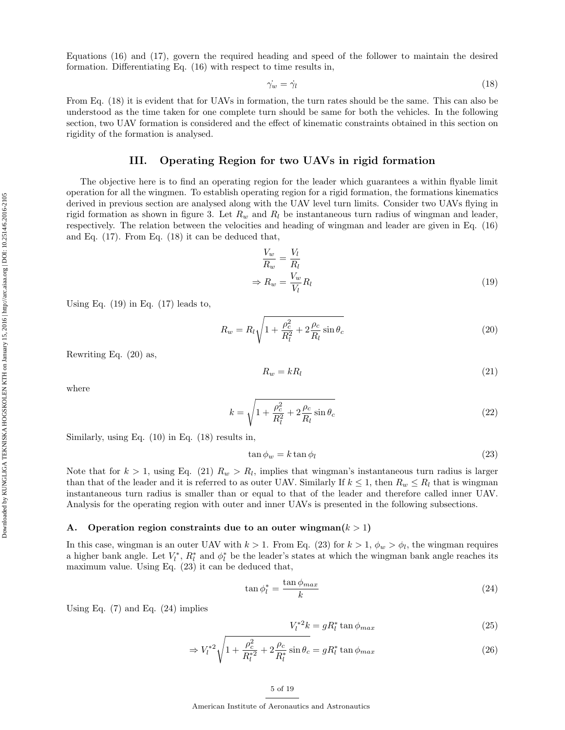Equations (16) and (17), govern the required heading and speed of the follower to maintain the desired formation. Differentiating Eq. (16) with respect to time results in,

$$\dot{\gamma_w} = \dot{\gamma_l} \tag{18}$$

From Eq. (18) it is evident that for UAVs in formation, the turn rates should be the same. This can also be understood as the time taken for one complete turn should be same for both the vehicles. In the following section, two UAV formation is considered and the effect of kinematic constraints obtained in this section on rigidity of the formation is analysed.

## III. Operating Region for two UAVs in rigid formation

The objective here is to find an operating region for the leader which guarantees a within flyable limit operation for all the wingmen. To establish operating region for a rigid formation, the formations kinematics derived in previous section are analysed along with the UAV level turn limits. Consider two UAVs flying in rigid formation as shown in figure 3. Let $R_w$ and $R_l$ be instantaneous turn radius of wingman and leader, respectively. The relation between the velocities and heading of wingman and leader are given in Eq. (16) and Eq. (17). From Eq. (18) it can be deduced that,

$$\frac{V_w}{R_w} = \frac{V_l}{R_l}$$

$$\Rightarrow R_w = \frac{V_w}{V_l} R_l \tag{19}$$

Using Eq. (19) in Eq. (17) leads to,

$$R_w = R_l \sqrt{1 + \frac{\rho_c^2}{R_l^2} + 2\frac{\rho_c}{R_l}\sin\theta_c} \tag{20}$$

Rewriting Eq. (20) as,

$$R_w = kR_l \tag{21}$$

where

$$k = \sqrt{1 + \frac{\rho_c^2}{R_l^2} + 2\frac{\rho_c}{R_l}\sin\theta_c} \tag{22}$$

Similarly, using Eq. (10) in Eq. (18) results in,

$$\tan\phi_w = k\tan\phi_l \tag{23}$$

Note that for $k > 1$, using Eq. (21) $R_w > R_l$, implies that wingman's instantaneous turn radius is larger than that of the leader and it is referred to as outer UAV. Similarly If $k \leq 1$, then $R_w \leq R_l$ that is wingman instantaneous turn radius is smaller than or equal to that of the leader and therefore called inner UAV. Analysis for the operating region with outer and inner UAVs is presented in the following subsections.

### A. Operation region constraints due to an outer wingman($k > 1$)

In this case, wingman is an outer UAV with $k > 1$. From Eq. (23) for $k > 1$, $\phi_w > \phi_l$, the wingman requires a higher bank angle. Let $V_l^*$, $R_l^*$ and $\phi_l^*$ be the leader's states at which the wingman bank angle reaches its maximum value. Using Eq. (23) it can be deduced that,

$$\tan\phi_l^* = \frac{\tan\phi_{max}}{k} \tag{24}$$

Using Eq. (7) and Eq. (24) implies

$$V_l^{*2}k = gR_l^*\tan\phi_{max} \tag{25}$$

$$\Rightarrow V_l^{*2}\sqrt{1 + \frac{\rho_c^2}{R_l^{*2}} + 2\frac{\rho_c}{R_l^*}\sin\theta_c} = gR_l^*\tan\phi_{max} \tag{26}$$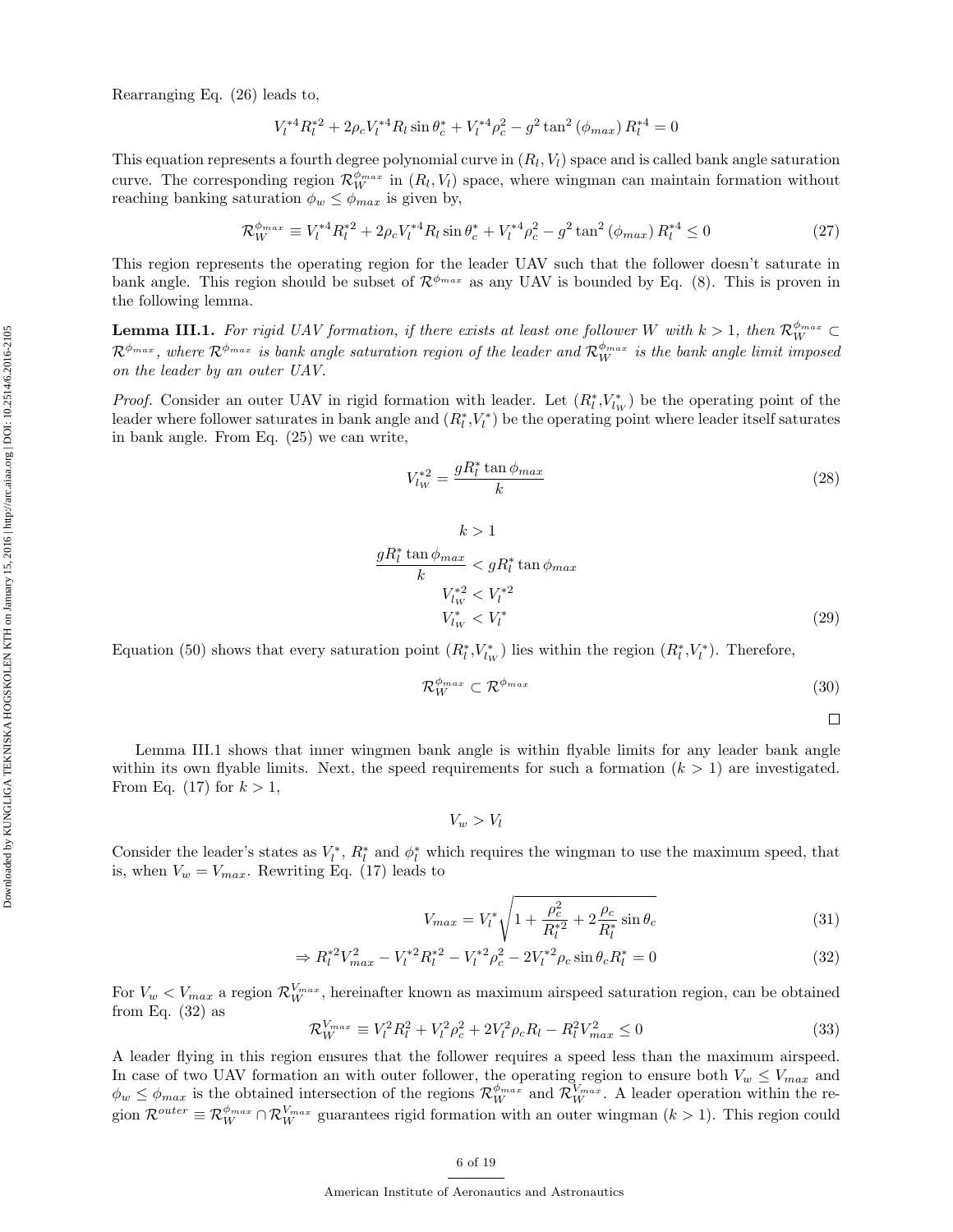Rearranging Eq. (26) leads to,

$$V_l^{*4} R_l^{*2} + 2\rho_c V_l^{*4} R_l \sin\theta_c^* + V_l^{*4}\rho_c^2 - g^2 \tan^2(\phi_{max}) R_l^{*4} = 0$$

This equation represents a fourth degree polynomial curve in $(R_l, V_l)$ space and is called bank angle saturation curve. The corresponding region $\mathcal{R}_W^{\phi_{max}}$ in $(R_l, V_l)$ space, where wingman can maintain formation without reaching banking saturation $\phi_w \le \phi_{max}$ is given by,

$$\mathcal{R}_W^{\phi_{max}} \equiv V_l^{*4} R_l^{*2} + 2\rho_c V_l^{*4} R_l \sin\theta_c^* + V_l^{*4}\rho_c^2 - g^2 \tan^2(\phi_{max}) R_l^{*4} \le 0 \tag{27}$$

This region represents the operating region for the leader UAV such that the follower doesn't saturate in bank angle. This region should be subset of $\mathcal{R}^{\phi_{max}}$ as any UAV is bounded by Eq. (8). This is proven in the following lemma.

**Lemma III.1.** *For rigid UAV formation, if there exists at least one follower $W$ with $k > 1$, then $\mathcal{R}_W^{\phi_{max}} \subset \mathcal{R}^{\phi_{max}}$, where $\mathcal{R}^{\phi_{max}}$ is bank angle saturation region of the leader and $\mathcal{R}_W^{\phi_{max}}$ is the bank angle limit imposed on the leader by an outer UAV.*

*Proof.* Consider an outer UAV in rigid formation with leader. Let $(R_l^*, V_{l_W}^*)$ be the operating point of the leader where follower saturates in bank angle and $(R_l^*, V_l^*)$ be the operating point where leader itself saturates in bank angle. From Eq. (25) we can write,

$$V_{l_W}^{*2} = \frac{g R_l^* \tan\phi_{max}}{k} \tag{28}$$

$$\begin{aligned} k &> 1 \\ \frac{g R_l^* \tan\phi_{max}}{k} &< g R_l^* \tan\phi_{max} \\ V_{l_W}^{*2} &< V_l^{*2} \\ V_{l_W}^{*} &< V_l^{*} \end{aligned} \tag{29}$$

Equation (50) shows that every saturation point $(R_l^*, V_{l_W}^*)$ lies within the region $(R_l^*, V_l^*)$. Therefore,

$$\mathcal{R}_W^{\phi_{max}} \subset \mathcal{R}^{\phi_{max}} \tag{30}$$

□

Lemma III.1 shows that inner wingmen bank angle is within flyable limits for any leader bank angle within its own flyable limits. Next, the speed requirements for such a formation $(k > 1)$ are investigated. From Eq. (17) for $k > 1$,

$$V_w > V_l$$

Consider the leader's states as $V_l^*$, $R_l^*$ and $\phi_l^*$ which requires the wingman to use the maximum speed, that is, when $V_w = V_{max}$. Rewriting Eq. (17) leads to

$$V_{max} = V_l^* \sqrt{1 + \frac{\rho_c^2}{R_l^{*2}} + 2\frac{\rho_c}{R_l^*}\sin\theta_c} \tag{31}$$

$$\Rightarrow R_l^{*2} V_{max}^2 - V_l^{*2} R_l^{*2} - V_l^{*2}\rho_c^2 - 2 V_l^{*2}\rho_c \sin\theta_c R_l^* = 0 \tag{32}$$

For $V_w < V_{max}$ a region $\mathcal{R}_W^{V_{max}}$, hereinafter known as maximum airspeed saturation region, can be obtained from Eq. (32) as

$$\mathcal{R}_W^{V_{max}} \equiv V_l^2 R_l^2 + V_l^2 \rho_c^2 + 2 V_l^2 \rho_c R_l - R_l^2 V_{max}^2 \le 0 \tag{33}$$

A leader flying in this region ensures that the follower requires a speed less than the maximum airspeed. In case of two UAV formation an with outer follower, the operating region to ensure both $V_w \le V_{max}$ and $\phi_w \le \phi_{max}$ is the obtained intersection of the regions $\mathcal{R}_W^{\phi_{max}}$ and $\mathcal{R}_W^{V_{max}}$. A leader operation within the region $\mathcal{R}^{outer} \equiv \mathcal{R}_W^{\phi_{max}} \cap \mathcal{R}_W^{V_{max}}$ guarantees rigid formation with an outer wingman $(k > 1)$. This region could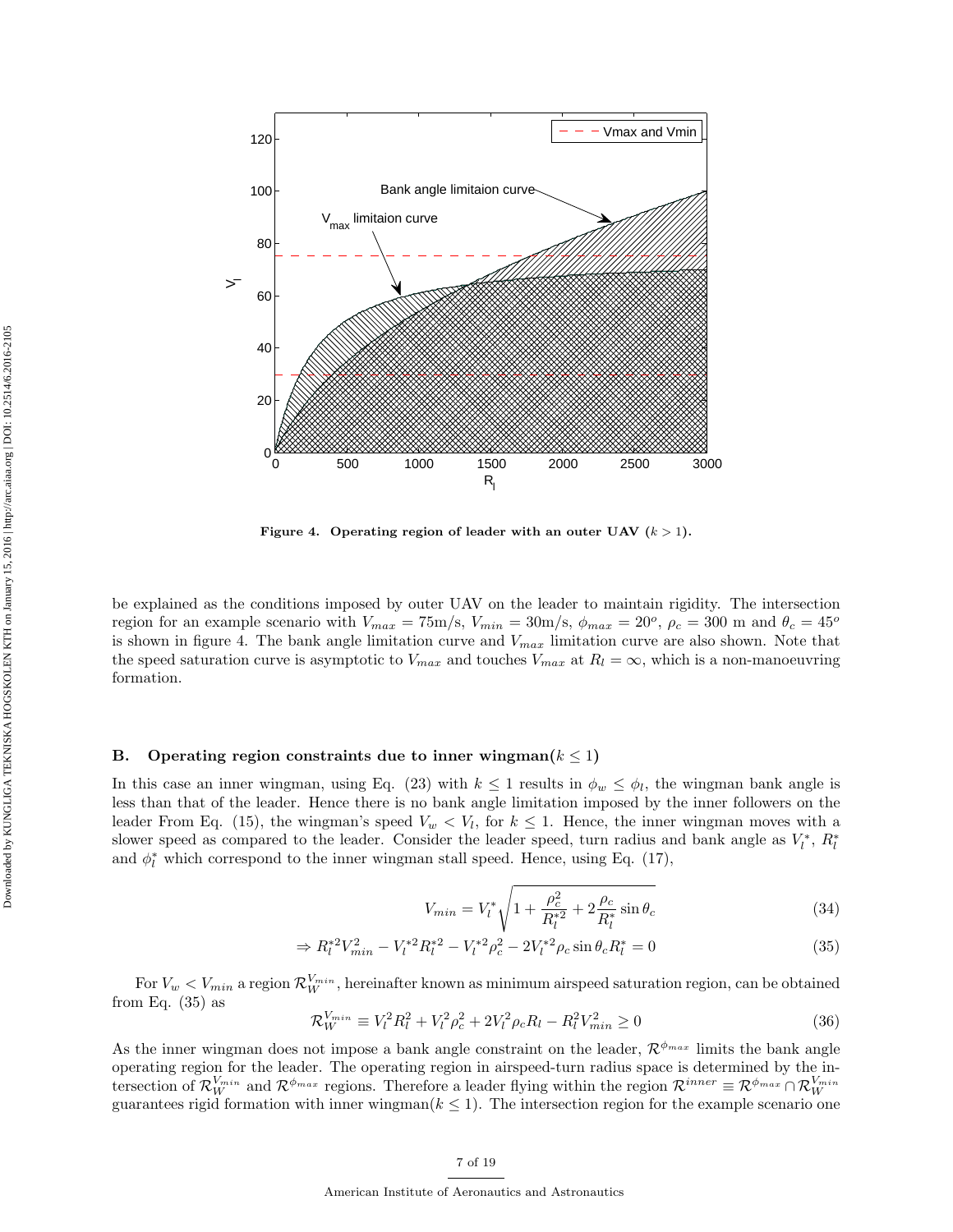Figure 4. Operating region of leader with an outer UAV ($k > 1$).

be explained as the conditions imposed by outer UAV on the leader to maintain rigidity. The intersection region for an example scenario with $V_{max} = 75$m/s, $V_{min} = 30$m/s, $\phi_{max} = 20^o$, $\rho_c = 300$ m and $\theta_c = 45^o$ is shown in figure 4. The bank angle limitation curve and $V_{max}$ limitation curve are also shown. Note that the speed saturation curve is asymptotic to $V_{max}$ and touches $V_{max}$ at $R_l = \infty$, which is a non-manoeuvring formation.

### B. Operating region constraints due to inner wingman($k \leq 1$)

In this case an inner wingman, using Eq. (23) with $k \leq 1$ results in $\phi_w \leq \phi_l$, the wingman bank angle is less than that of the leader. Hence there is no bank angle limitation imposed by the inner followers on the leader From Eq. (15), the wingman's speed $V_w < V_l$, for $k \leq 1$. Hence, the inner wingman moves with a slower speed as compared to the leader. Consider the leader speed, turn radius and bank angle as $V_l^*$, $R_l^*$ and $\phi_l^*$ which correspond to the inner wingman stall speed. Hence, using Eq. (17),

$$V_{min} = V_l^* \sqrt{1 + \frac{\rho_c^2}{R_l^{*2}} + 2\frac{\rho_c}{R_l^*}\sin\theta_c} \tag{34}$$

$$\Rightarrow R_l^{*2}V_{min}^2 - V_l^{*2}R_l^{*2} - V_l^{*2}\rho_c^2 - 2V_l^{*2}\rho_c \sin\theta_c R_l^* = 0 \tag{35}$$

For $V_w < V_{min}$ a region $\mathcal{R}_W^{V_{min}}$, hereinafter known as minimum airspeed saturation region, can be obtained from Eq. (35) as

$$\mathcal{R}_W^{V_{min}} \equiv V_l^2 R_l^2 + V_l^2 \rho_c^2 + 2V_l^2 \rho_c R_l - R_l^2 V_{min}^2 \geq 0 \tag{36}$$

As the inner wingman does not impose a bank angle constraint on the leader, $\mathcal{R}^{\phi_{max}}$ limits the bank angle operating region for the leader. The operating region in airspeed-turn radius space is determined by the intersection of $\mathcal{R}_W^{V_{min}}$ and $\mathcal{R}^{\phi_{max}}$ regions. Therefore a leader flying within the region $\mathcal{R}^{inner} \equiv \mathcal{R}^{\phi_{max}} \cap \mathcal{R}_W^{V_{min}}$ guarantees rigid formation with inner wingman($k \leq 1$). The intersection region for the example scenario one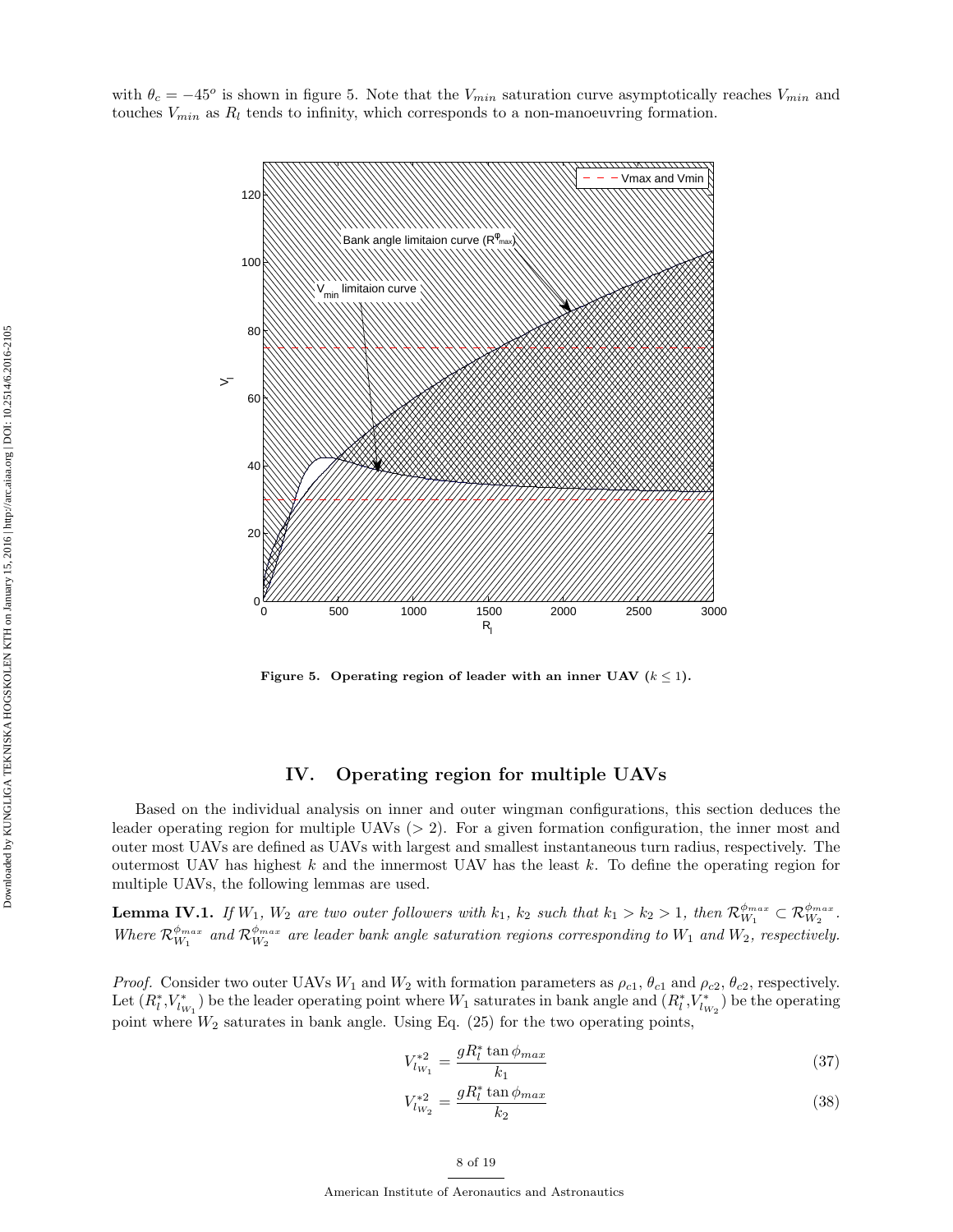with $\theta_c = -45^o$ is shown in figure 5. Note that the $V_{min}$ saturation curve asymptotically reaches $V_{min}$ and touches $V_{min}$ as $R_l$ tends to infinity, which corresponds to a non-manoeuvring formation.

**Figure 5. Operating region of leader with an inner UAV ($k \leq 1$).**

## IV. Operating region for multiple UAVs

Based on the individual analysis on inner and outer wingman configurations, this section deduces the leader operating region for multiple UAVs ($> 2$). For a given formation configuration, the inner most and outer most UAVs are defined as UAVs with largest and smallest instantaneous turn radius, respectively. The outermost UAV has highest $k$ and the innermost UAV has the least $k$. To define the operating region for multiple UAVs, the following lemmas are used.

**Lemma IV.1.** *If $W_1$, $W_2$ are two outer followers with $k_1$, $k_2$ such that $k_1 > k_2 > 1$, then $\mathcal{R}^{\phi_{max}}_{W_1} \subset \mathcal{R}^{\phi_{max}}_{W_2}$. Where $\mathcal{R}^{\phi_{max}}_{W_1}$ and $\mathcal{R}^{\phi_{max}}_{W_2}$ are leader bank angle saturation regions corresponding to $W_1$ and $W_2$, respectively.*

*Proof.* Consider two outer UAVs $W_1$ and $W_2$ with formation parameters as $\rho_{c1}$, $\theta_{c1}$ and $\rho_{c2}$, $\theta_{c2}$, respectively. Let ($R^*_l$,$V^*_{l_{W_1}}$) be the leader operating point where $W_1$ saturates in bank angle and ($R^*_l$,$V^*_{l_{W_2}}$) be the operating point where $W_2$ saturates in bank angle. Using Eq. (25) for the two operating points,

$$V^{*2}_{l_{W_1}} = \frac{gR^*_l \tan\phi_{max}}{k_1} \tag{37}$$

$$V^{*2}_{l_{W_2}} = \frac{gR^*_l \tan\phi_{max}}{k_2} \tag{38}$$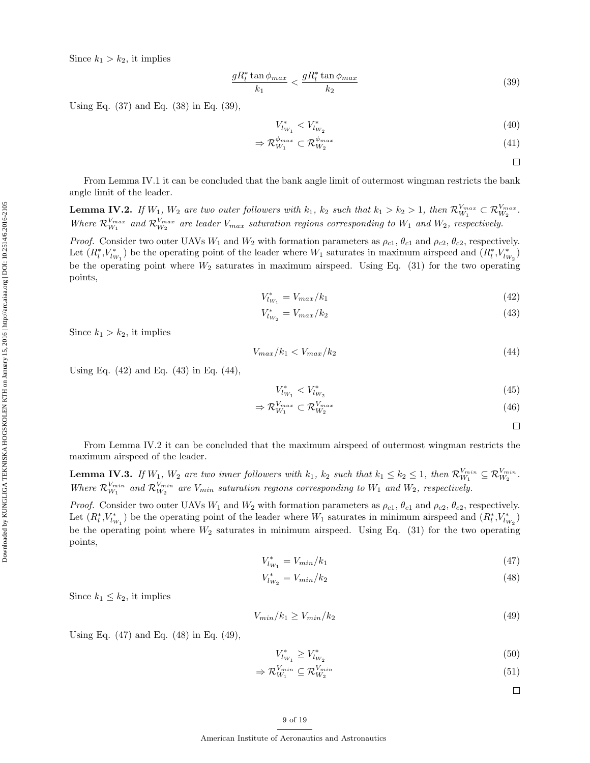Since $k_1 > k_2$, it implies

$$\frac{gR_l^* \tan\phi_{max}}{k_1} < \frac{gR_l^* \tan\phi_{max}}{k_2} \tag{39}$$

Using Eq. (37) and Eq. (38) in Eq. (39),

$$V_{l_{W_1}}^* < V_{l_{W_2}}^* \tag{40}$$

$$\Rightarrow \mathcal{R}_{W_1}^{\phi_{max}} \subset \mathcal{R}_{W_2}^{\phi_{max}} \tag{41}$$

□

From Lemma IV.1 it can be concluded that the bank angle limit of outermost wingman restricts the bank angle limit of the leader.

**Lemma IV.2.** *If $W_1$, $W_2$ are two outer followers with $k_1$, $k_2$ such that $k_1 > k_2 > 1$, then $\mathcal{R}_{W_1}^{V_{max}} \subset \mathcal{R}_{W_2}^{V_{max}}$. Where $\mathcal{R}_{W_1}^{V_{max}}$ and $\mathcal{R}_{W_2}^{V_{max}}$ are leader $V_{max}$ saturation regions corresponding to $W_1$ and $W_2$, respectively.*

*Proof.* Consider two outer UAVs $W_1$ and $W_2$ with formation parameters as $\rho_{c1}$, $\theta_{c1}$ and $\rho_{c2}$, $\theta_{c2}$, respectively. Let $(R_l^*, V_{l_{W_1}}^*)$ be the operating point of the leader where $W_1$ saturates in maximum airspeed and $(R_l^*, V_{l_{W_2}}^*)$ be the operating point where $W_2$ saturates in maximum airspeed. Using Eq. (31) for the two operating points,

$$V_{l_{W_1}}^* = V_{max}/k_1 \tag{42}$$

$$V_{l_{W_2}}^* = V_{max}/k_2 \tag{43}$$

Since $k_1 > k_2$, it implies

$$V_{max}/k_1 < V_{max}/k_2 \tag{44}$$

Using Eq. (42) and Eq. (43) in Eq. (44),

$$V_{l_{W_1}}^* < V_{l_{W_2}}^* \tag{45}$$

$$\Rightarrow \mathcal{R}_{W_1}^{V_{max}} \subset \mathcal{R}_{W_2}^{V_{max}} \tag{46}$$

□

From Lemma IV.2 it can be concluded that the maximum airspeed of outermost wingman restricts the maximum airspeed of the leader.

**Lemma IV.3.** *If $W_1$, $W_2$ are two inner followers with $k_1$, $k_2$ such that $k_1 \leq k_2 \leq 1$, then $\mathcal{R}_{W_1}^{V_{min}} \subseteq \mathcal{R}_{W_2}^{V_{min}}$. Where $\mathcal{R}_{W_1}^{V_{min}}$ and $\mathcal{R}_{W_2}^{V_{min}}$ are $V_{min}$ saturation regions corresponding to $W_1$ and $W_2$, respectively.*

*Proof.* Consider two outer UAVs $W_1$ and $W_2$ with formation parameters as $\rho_{c1}$, $\theta_{c1}$ and $\rho_{c2}$, $\theta_{c2}$, respectively. Let $(R_l^*, V_{l_{W_1}}^*)$ be the operating point of the leader where $W_1$ saturates in minimum airspeed and $(R_l^*, V_{l_{W_2}}^*)$ be the operating point where $W_2$ saturates in minimum airspeed. Using Eq. (31) for the two operating points,

$$V_{l_{W_1}}^* = V_{min}/k_1 \tag{47}$$

$$V_{l_{W_2}}^* = V_{min}/k_2 \tag{48}$$

Since $k_1 \leq k_2$, it implies

$$V_{min}/k_1 \geq V_{min}/k_2 \tag{49}$$

Using Eq. (47) and Eq. (48) in Eq. (49),

$$V_{l_{W_1}}^* \geq V_{l_{W_2}}^* \tag{50}$$

$$\Rightarrow \mathcal{R}_{W_1}^{V_{min}} \subseteq \mathcal{R}_{W_2}^{V_{min}} \tag{51}$$

□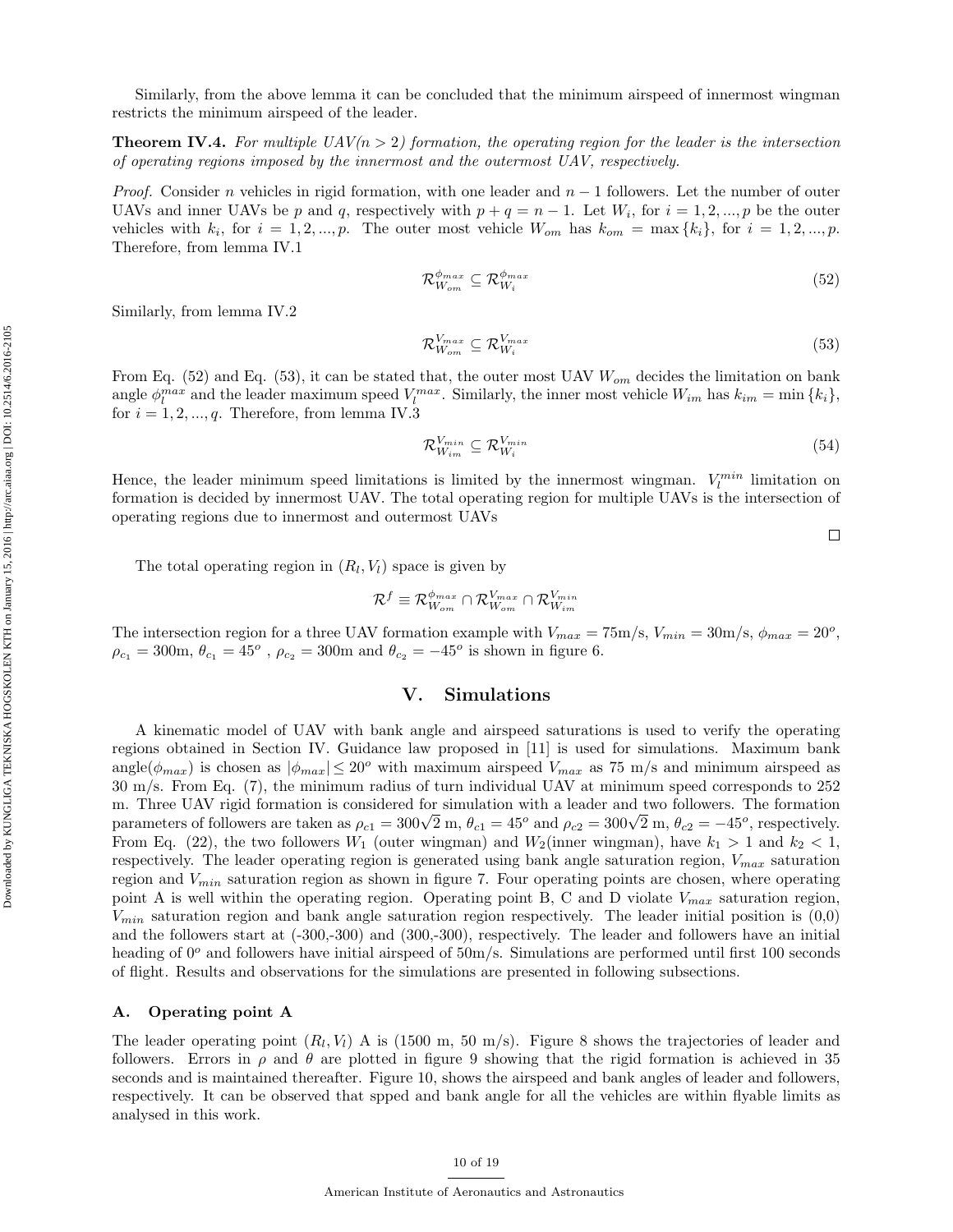Similarly, from the above lemma it can be concluded that the minimum airspeed of innermost wingman restricts the minimum airspeed of the leader.

**Theorem IV.4.** *For multiple UAV($n > 2$) formation, the operating region for the leader is the intersection of operating regions imposed by the innermost and the outermost UAV, respectively.*

*Proof.* Consider $n$ vehicles in rigid formation, with one leader and $n-1$ followers. Let the number of outer UAVs and inner UAVs be $p$ and $q$, respectively with $p+q = n-1$. Let $W_i$, for $i = 1, 2, ..., p$ be the outer vehicles with $k_i$, for $i = 1, 2, ..., p$. The outer most vehicle $W_{om}$ has $k_{om} = \max\{k_i\}$, for $i = 1, 2, ..., p$. Therefore, from lemma IV.1

$$\mathcal{R}^{\phi_{max}}_{W_{om}} \subseteq \mathcal{R}^{\phi_{max}}_{W_i} \tag{52}$$

Similarly, from lemma IV.2

$$\mathcal{R}^{V_{max}}_{W_{om}} \subseteq \mathcal{R}^{V_{max}}_{W_i} \tag{53}$$

From Eq. (52) and Eq. (53), it can be stated that, the outer most UAV $W_{om}$ decides the limitation on bank angle $\phi^{max}_l$ and the leader maximum speed $V^{max}_l$. Similarly, the inner most vehicle $W_{im}$ has $k_{im} = \min\{k_i\}$, for $i = 1, 2, ..., q$. Therefore, from lemma IV.3

$$\mathcal{R}^{V_{min}}_{W_{im}} \subseteq \mathcal{R}^{V_{min}}_{W_i} \tag{54}$$

Hence, the leader minimum speed limitations is limited by the innermost wingman. $V^{min}_l$ limitation on formation is decided by innermost UAV. The total operating region for multiple UAVs is the intersection of operating regions due to innermost and outermost UAVs

□

The total operating region in $(R_l, V_l)$ space is given by

$$\mathcal{R}^f \equiv \mathcal{R}^{\phi_{max}}_{W_{om}} \cap \mathcal{R}^{V_{max}}_{W_{om}} \cap \mathcal{R}^{V_{min}}_{W_{im}}$$

The intersection region for a three UAV formation example with $V_{max} = 75$m/s, $V_{min} = 30$m/s, $\phi_{max} = 20^o$, $\rho_{c_1} = 300$m, $\theta_{c_1} = 45^o$ , $\rho_{c_2} = 300$m and $\theta_{c_2} = -45^o$ is shown in figure 6.

# V. Simulations

A kinematic model of UAV with bank angle and airspeed saturations is used to verify the operating regions obtained in Section IV. Guidance law proposed in [11] is used for simulations. Maximum bank angle($\phi_{max}$) is chosen as $|\phi_{max}| \leq 20^o$ with maximum airspeed $V_{max}$ as 75 m/s and minimum airspeed as 30 m/s. From Eq. (7), the minimum radius of turn individual UAV at minimum speed corresponds to 252 m. Three UAV rigid formation is considered for simulation with a leader and two followers. The formation parameters of followers are taken as $\rho_{c1} = 300\sqrt{2}$ m, $\theta_{c1} = 45^o$ and $\rho_{c2} = 300\sqrt{2}$ m, $\theta_{c2} = -45^o$, respectively. From Eq. (22), the two followers $W_1$ (outer wingman) and $W_2$(inner wingman), have $k_1 > 1$ and $k_2 < 1$, respectively. The leader operating region is generated using bank angle saturation region, $V_{max}$ saturation region and $V_{min}$ saturation region as shown in figure 7. Four operating points are chosen, where operating point A is well within the operating region. Operating point B, C and D violate $V_{max}$ saturation region, $V_{min}$ saturation region and bank angle saturation region respectively. The leader initial position is (0,0) and the followers start at (-300,-300) and (300,-300), respectively. The leader and followers have an initial heading of $0^o$ and followers have initial airspeed of 50m/s. Simulations are performed until first 100 seconds of flight. Results and observations for the simulations are presented in following subsections.

## A. Operating point A

The leader operating point $(R_l, V_l)$ A is (1500 m, 50 m/s). Figure 8 shows the trajectories of leader and followers. Errors in $\rho$ and $\theta$ are plotted in figure 9 showing that the rigid formation is achieved in 35 seconds and is maintained thereafter. Figure 10, shows the airspeed and bank angles of leader and followers, respectively. It can be observed that spped and bank angle for all the vehicles are within flyable limits as analysed in this work.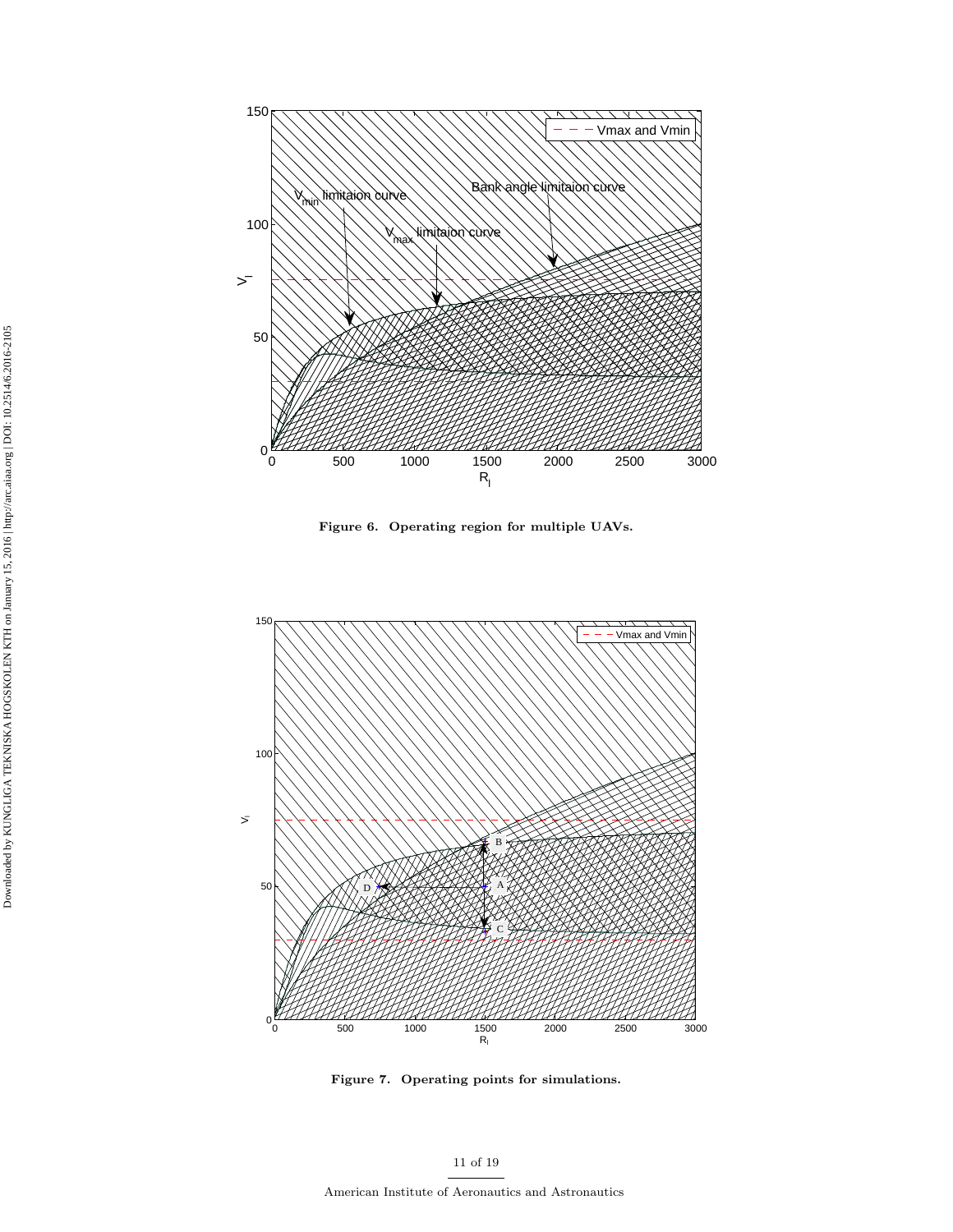Figure 6. Operating region for multiple UAVs.

Figure 7. Operating points for simulations.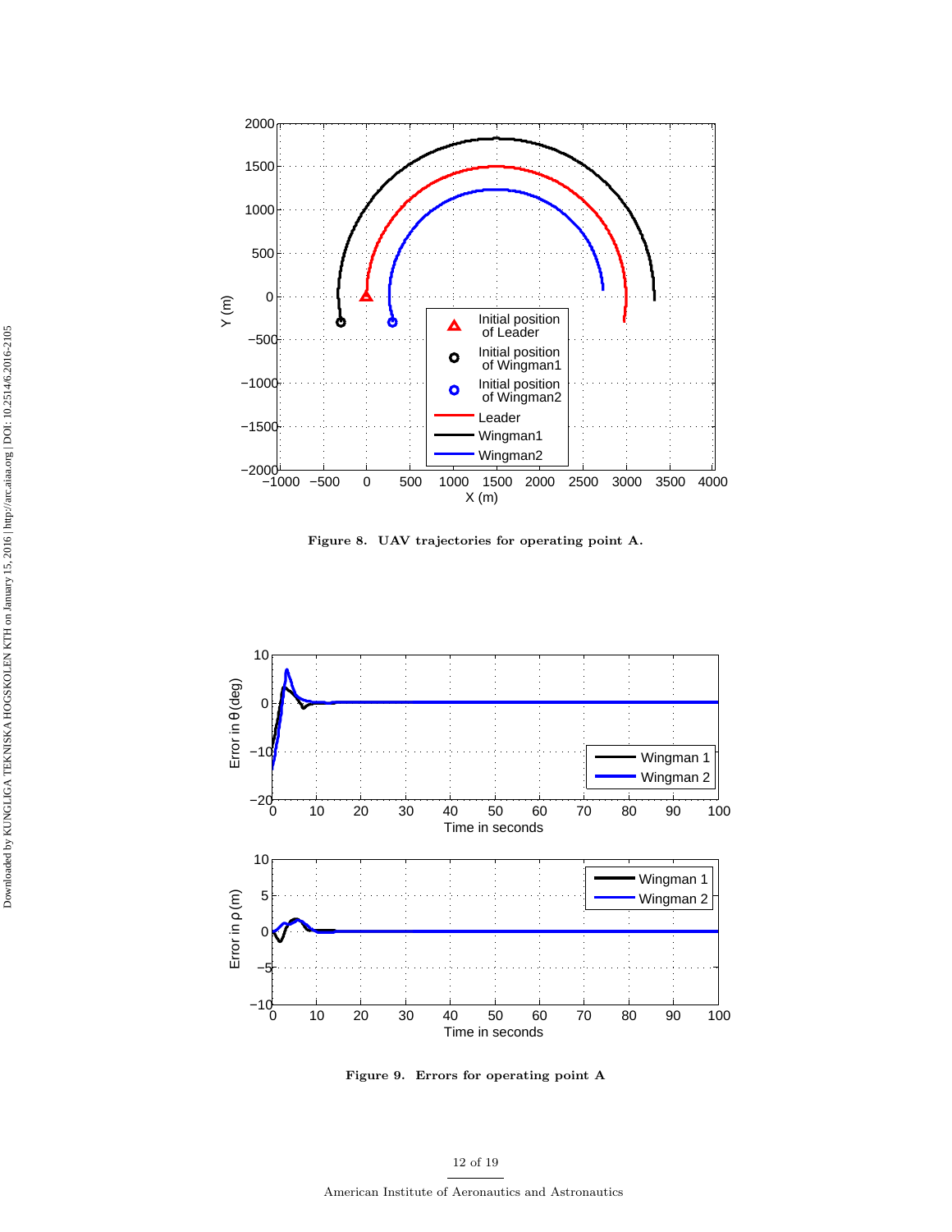Figure 8. UAV trajectories for operating point A.

Figure 9. Errors for operating point A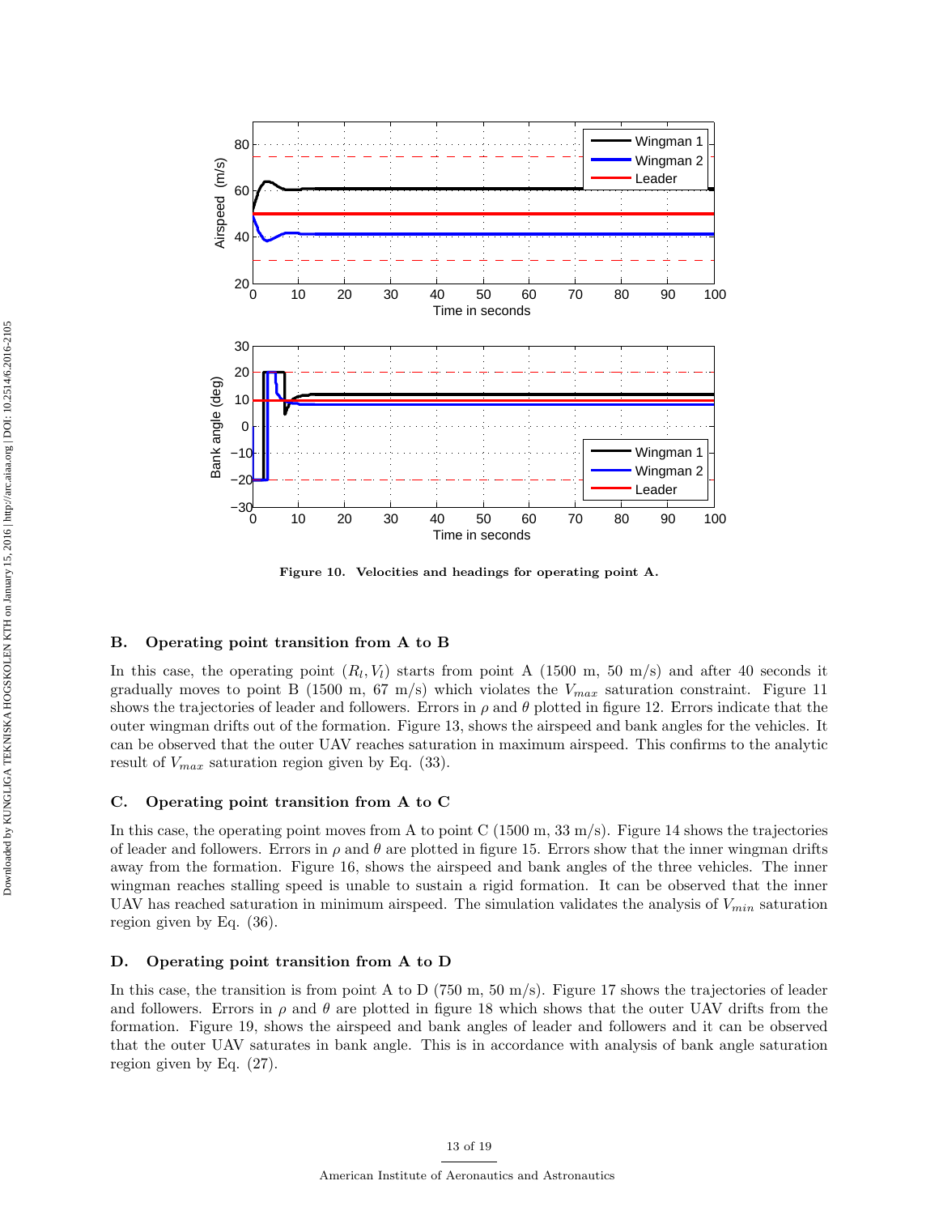Figure 10. Velocities and headings for operating point A.

### B. Operating point transition from A to B

In this case, the operating point $(R_l, V_l)$ starts from point A (1500 m, 50 m/s) and after 40 seconds it gradually moves to point B (1500 m, 67 m/s) which violates the $V_{max}$ saturation constraint. Figure 11 shows the trajectories of leader and followers. Errors in $\rho$ and $\theta$ plotted in figure 12. Errors indicate that the outer wingman drifts out of the formation. Figure 13, shows the airspeed and bank angles for the vehicles. It can be observed that the outer UAV reaches saturation in maximum airspeed. This confirms to the analytic result of $V_{max}$ saturation region given by Eq. (33).

### C. Operating point transition from A to C

In this case, the operating point moves from A to point C (1500 m, 33 m/s). Figure 14 shows the trajectories of leader and followers. Errors in $\rho$ and $\theta$ are plotted in figure 15. Errors show that the inner wingman drifts away from the formation. Figure 16, shows the airspeed and bank angles of the three vehicles. The inner wingman reaches stalling speed is unable to sustain a rigid formation. It can be observed that the inner UAV has reached saturation in minimum airspeed. The simulation validates the analysis of $V_{min}$ saturation region given by Eq. (36).

### D. Operating point transition from A to D

In this case, the transition is from point A to D (750 m, 50 m/s). Figure 17 shows the trajectories of leader and followers. Errors in $\rho$ and $\theta$ are plotted in figure 18 which shows that the outer UAV drifts from the formation. Figure 19, shows the airspeed and bank angles of leader and followers and it can be observed that the outer UAV saturates in bank angle. This is in accordance with analysis of bank angle saturation region given by Eq. (27).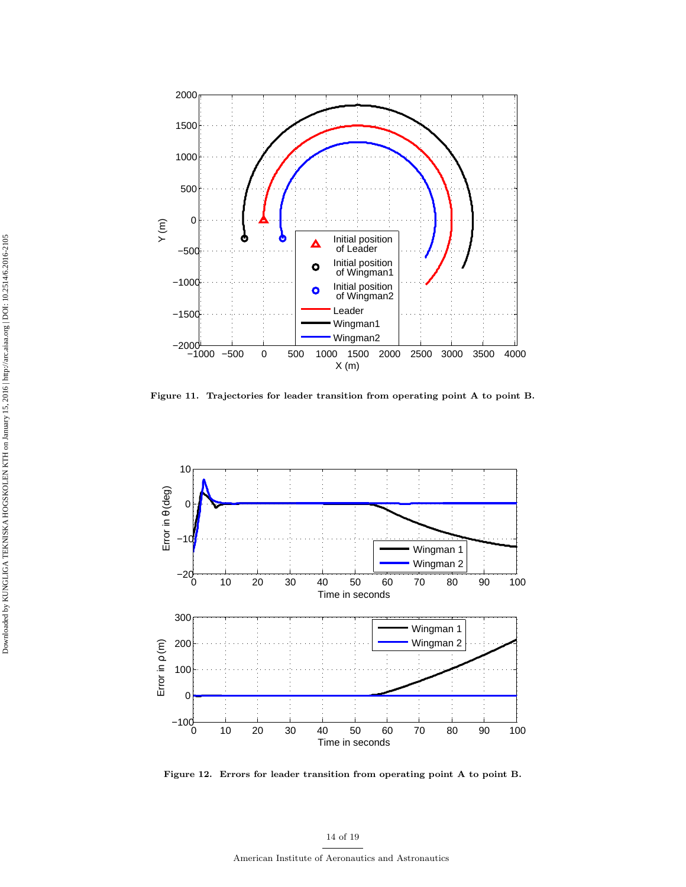**Figure 11. Trajectories for leader transition from operating point A to point B.**

**Figure 12. Errors for leader transition from operating point A to point B.**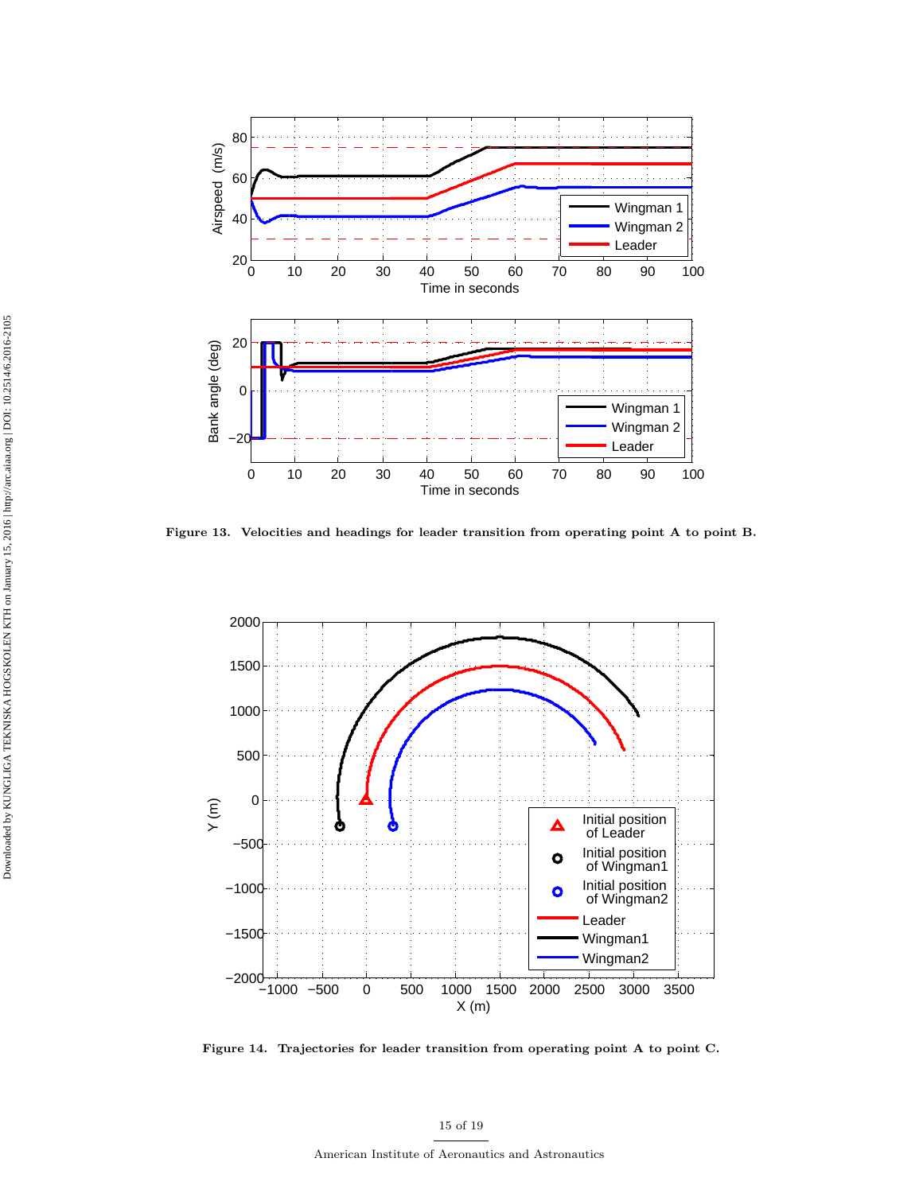Figure 13. Velocities and headings for leader transition from operating point A to point B.

Figure 14. Trajectories for leader transition from operating point A to point C.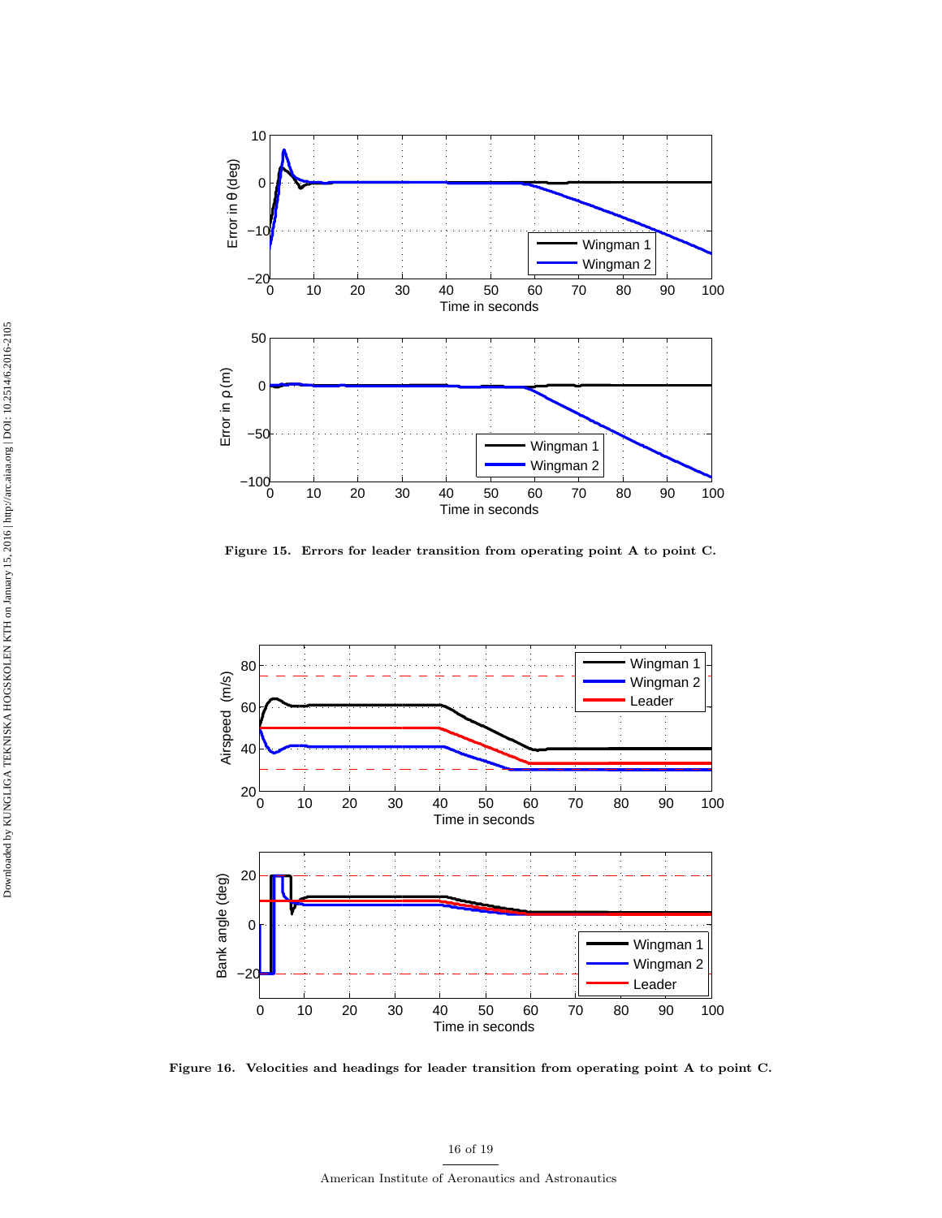**Figure 15. Errors for leader transition from operating point A to point C.**

**Figure 16. Velocities and headings for leader transition from operating point A to point C.**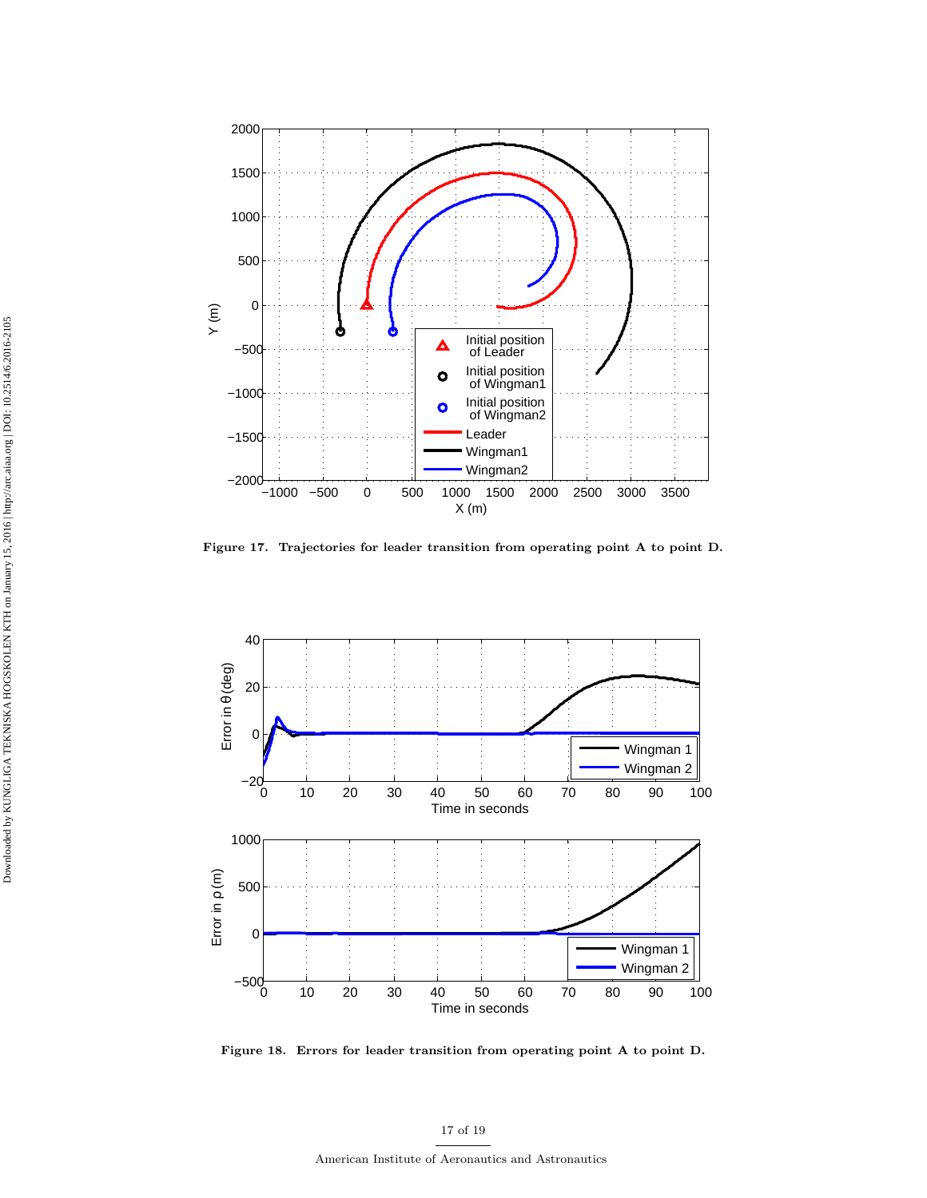**Figure 17. Trajectories for leader transition from operating point A to point D.**

**Figure 18. Errors for leader transition from operating point A to point D.**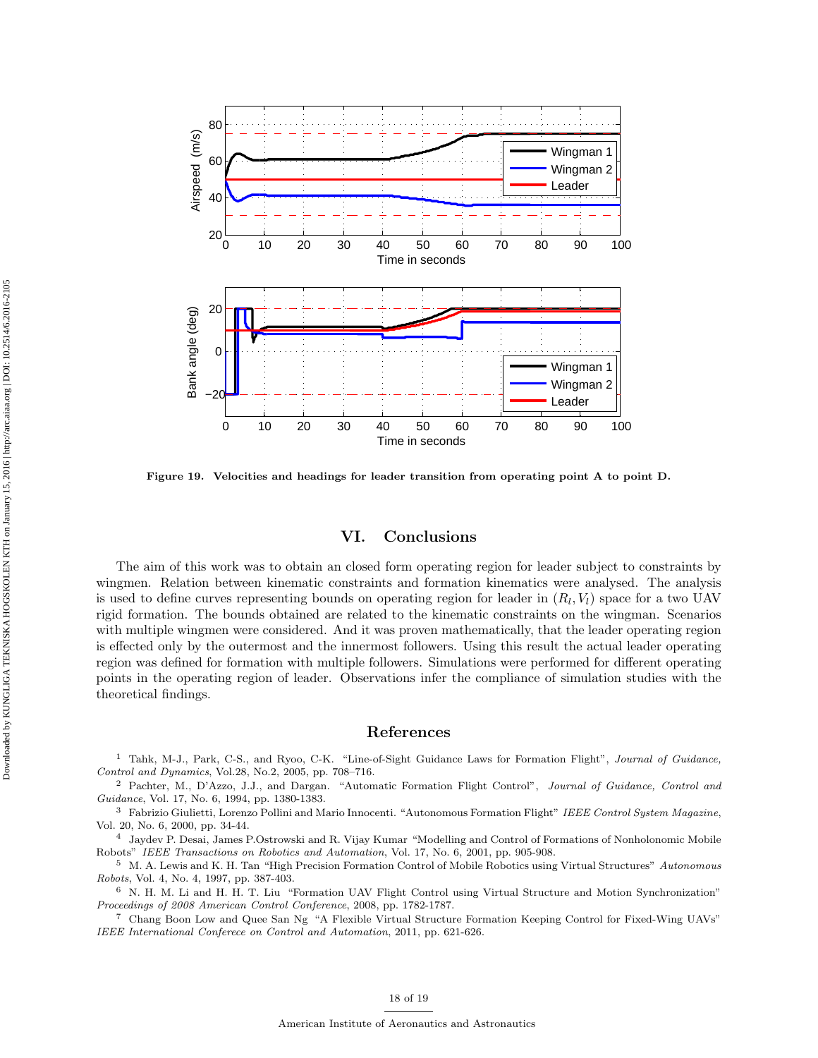Figure 19. Velocities and headings for leader transition from operating point A to point D.

# VI. Conclusions

The aim of this work was to obtain an closed form operating region for leader subject to constraints by wingmen. Relation between kinematic constraints and formation kinematics were analysed. The analysis is used to define curves representing bounds on operating region for leader in $(R_l, V_l)$ space for a two UAV rigid formation. The bounds obtained are related to the kinematic constraints on the wingman. Scenarios with multiple wingmen were considered. And it was proven mathematically, that the leader operating region is effected only by the outermost and the innermost followers. Using this result the actual leader operating region was defined for formation with multiple followers. Simulations were performed for different operating points in the operating region of leader. Observations infer the compliance of simulation studies with the theoretical findings.

# References

[1] Tahk, M-J., Park, C-S., and Ryoo, C-K. "Line-of-Sight Guidance Laws for Formation Flight", *Journal of Guidance, Control and Dynamics*, Vol.28, No.2, 2005, pp. 708–716.

[2] Pachter, M., D'Azzo, J.J., and Dargan. "Automatic Formation Flight Control", *Journal of Guidance, Control and Guidance*, Vol. 17, No. 6, 1994, pp. 1380-1383.

[3] Fabrizio Giulietti, Lorenzo Pollini and Mario Innocenti. "Autonomous Formation Flight" *IEEE Control System Magazine*, Vol. 20, No. 6, 2000, pp. 34-44.

[4] Jaydev P. Desai, James P.Ostrowski and R. Vijay Kumar "Modelling and Control of Formations of Nonholonomic Mobile Robots" *IEEE Transactions on Robotics and Automation*, Vol. 17, No. 6, 2001, pp. 905-908.

[5] M. A. Lewis and K. H. Tan "High Precision Formation Control of Mobile Robotics using Virtual Structures" *Autonomous Robots*, Vol. 4, No. 4, 1997, pp. 387-403.

[6] N. H. M. Li and H. H. T. Liu "Formation UAV Flight Control using Virtual Structure and Motion Synchronization" *Proceedings of 2008 American Control Conference*, 2008, pp. 1782-1787.

[7] Chang Boon Low and Quee San Ng "A Flexible Virtual Structure Formation Keeping Control for Fixed-Wing UAVs" *IEEE International Conferece on Control and Automation*, 2011, pp. 621-626.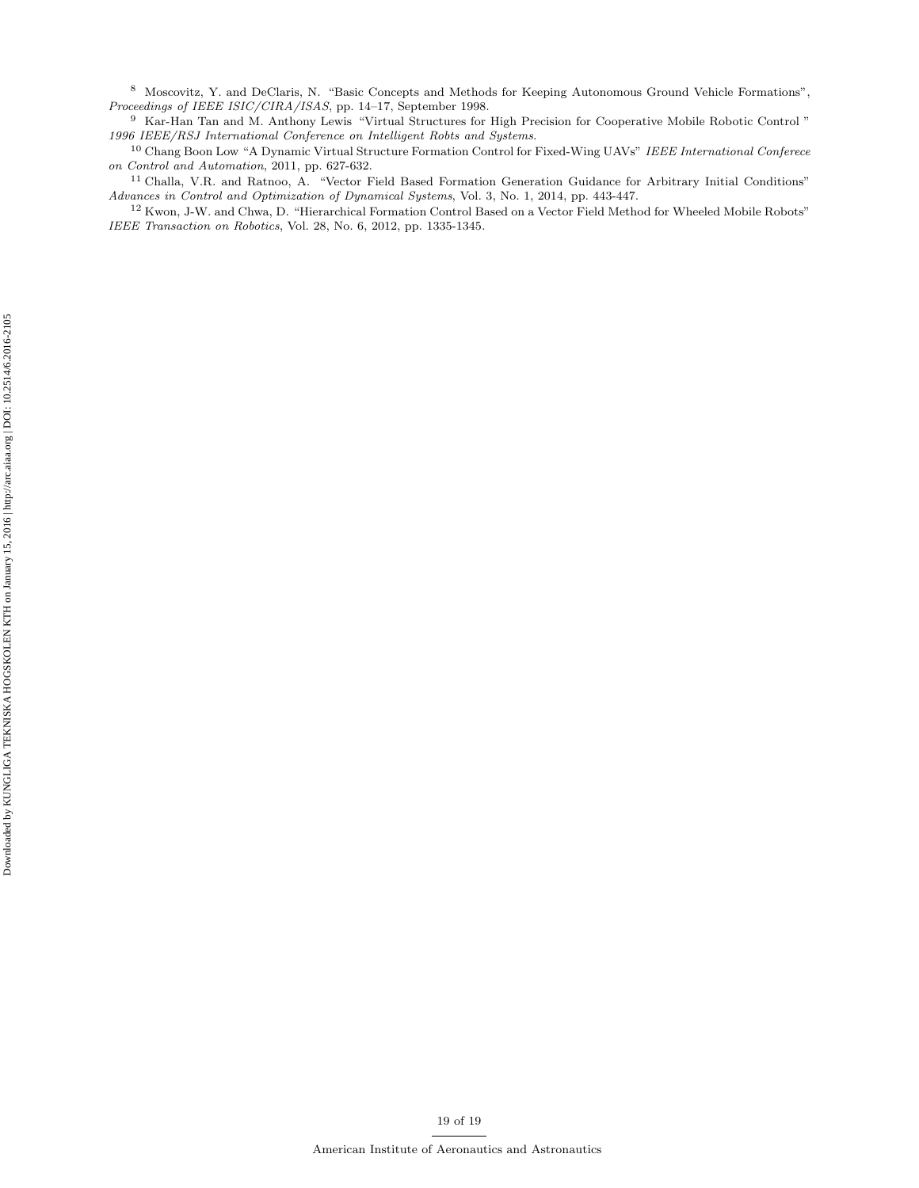[8] Moscovitz, Y. and DeClaris, N. "Basic Concepts and Methods for Keeping Autonomous Ground Vehicle Formations", *Proceedings of IEEE ISIC/CIRA/ISAS*, pp. 14–17, September 1998.

[9] Kar-Han Tan and M. Anthony Lewis "Virtual Structures for High Precision for Cooperative Mobile Robotic Control " *1996 IEEE/RSJ International Conference on Intelligent Robts and Systems*.

[10] Chang Boon Low "A Dynamic Virtual Structure Formation Control for Fixed-Wing UAVs" *IEEE International Conferece on Control and Automation*, 2011, pp. 627-632.

[11] Challa, V.R. and Ratnoo, A. "Vector Field Based Formation Generation Guidance for Arbitrary Initial Conditions" *Advances in Control and Optimization of Dynamical Systems*, Vol. 3, No. 1, 2014, pp. 443-447.

[12] Kwon, J-W. and Chwa, D. "Hierarchical Formation Control Based on a Vector Field Method for Wheeled Mobile Robots" *IEEE Transaction on Robotics*, Vol. 28, No. 6, 2012, pp. 1335-1345.